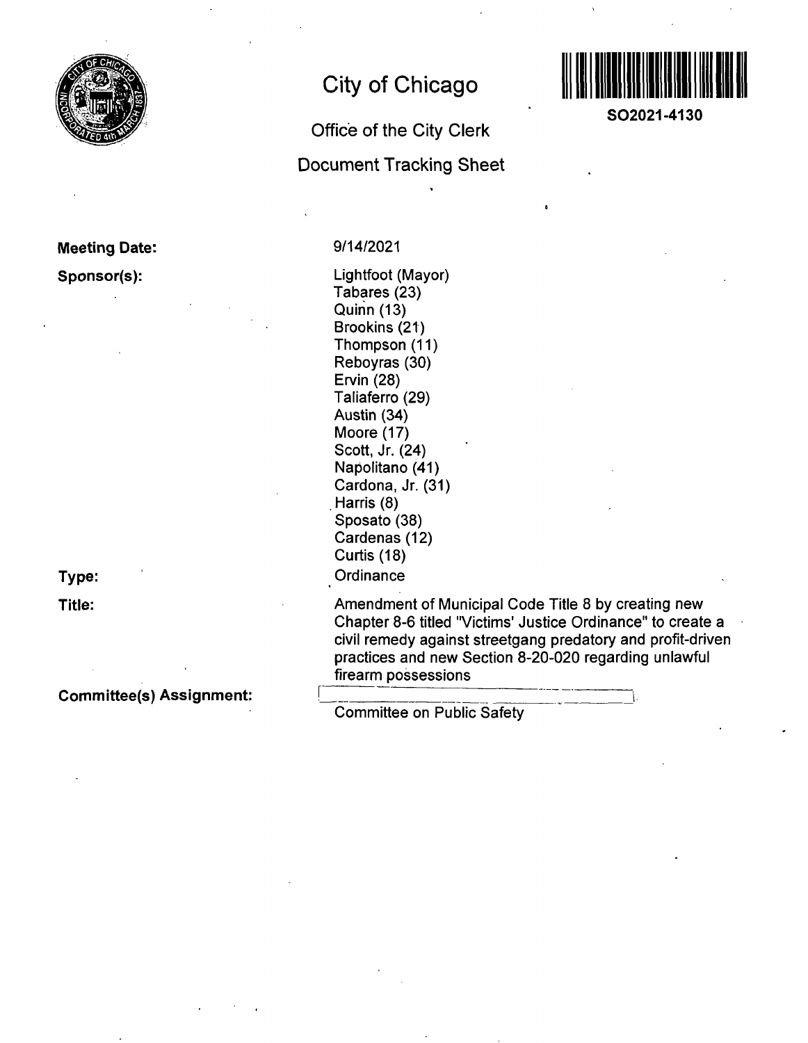# City of Chicago

## Office of the City Clerk

## Document Tracking Sheet

**SO2021-4130**

**Meeting Date:** 9/14/2021

**Sponsor(s):**
Lightfoot (Mayor)
Tabares (23)
Quinn (13)
Brookins (21)
Thompson (11)
Reboyras (30)
Ervin (28)
Taliaferro (29)
Austin (34)
Moore (17)
Scott, Jr. (24)
Napolitano (41)
Cardona, Jr. (31)
Harris (8)
Sposato (38)
Cardenas (12)
Curtis (18)

**Type:** Ordinance

**Title:** Amendment of Municipal Code Title 8 by creating new Chapter 8-6 titled "Victims' Justice Ordinance" to create a civil remedy against streetgang predatory and profit-driven practices and new Section 8-20-020 regarding unlawful firearm possessions

**Committee(s) Assignment:** Committee on Public Safety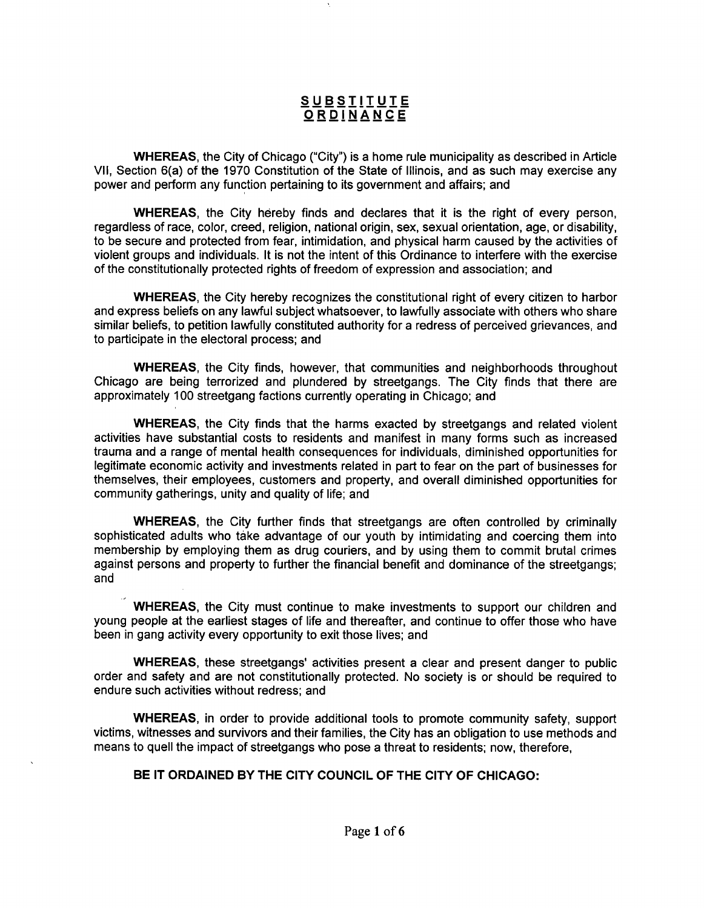# SUBSTITUTE ORDINANCE

**WHEREAS**, the City of Chicago ("City") is a home rule municipality as described in Article VII, Section 6(a) of the 1970 Constitution of the State of Illinois, and as such may exercise any power and perform any function pertaining to its government and affairs; and

**WHEREAS**, the City hereby finds and declares that it is the right of every person, regardless of race, color, creed, religion, national origin, sex, sexual orientation, age, or disability, to be secure and protected from fear, intimidation, and physical harm caused by the activities of violent groups and individuals. It is not the intent of this Ordinance to interfere with the exercise of the constitutionally protected rights of freedom of expression and association; and

**WHEREAS**, the City hereby recognizes the constitutional right of every citizen to harbor and express beliefs on any lawful subject whatsoever, to lawfully associate with others who share similar beliefs, to petition lawfully constituted authority for a redress of perceived grievances, and to participate in the electoral process; and

**WHEREAS**, the City finds, however, that communities and neighborhoods throughout Chicago are being terrorized and plundered by streetgangs. The City finds that there are approximately 100 streetgang factions currently operating in Chicago; and

**WHEREAS**, the City finds that the harms exacted by streetgangs and related violent activities have substantial costs to residents and manifest in many forms such as increased trauma and a range of mental health consequences for individuals, diminished opportunities for legitimate economic activity and investments related in part to fear on the part of businesses for themselves, their employees, customers and property, and overall diminished opportunities for community gatherings, unity and quality of life; and

**WHEREAS**, the City further finds that streetgangs are often controlled by criminally sophisticated adults who take advantage of our youth by intimidating and coercing them into membership by employing them as drug couriers, and by using them to commit brutal crimes against persons and property to further the financial benefit and dominance of the streetgangs; and

**WHEREAS**, the City must continue to make investments to support our children and young people at the earliest stages of life and thereafter, and continue to offer those who have been in gang activity every opportunity to exit those lives; and

**WHEREAS**, these streetgangs' activities present a clear and present danger to public order and safety and are not constitutionally protected. No society is or should be required to endure such activities without redress; and

**WHEREAS**, in order to provide additional tools to promote community safety, support victims, witnesses and survivors and their families, the City has an obligation to use methods and means to quell the impact of streetgangs who pose a threat to residents; now, therefore,

**BE IT ORDAINED BY THE CITY COUNCIL OF THE CITY OF CHICAGO:**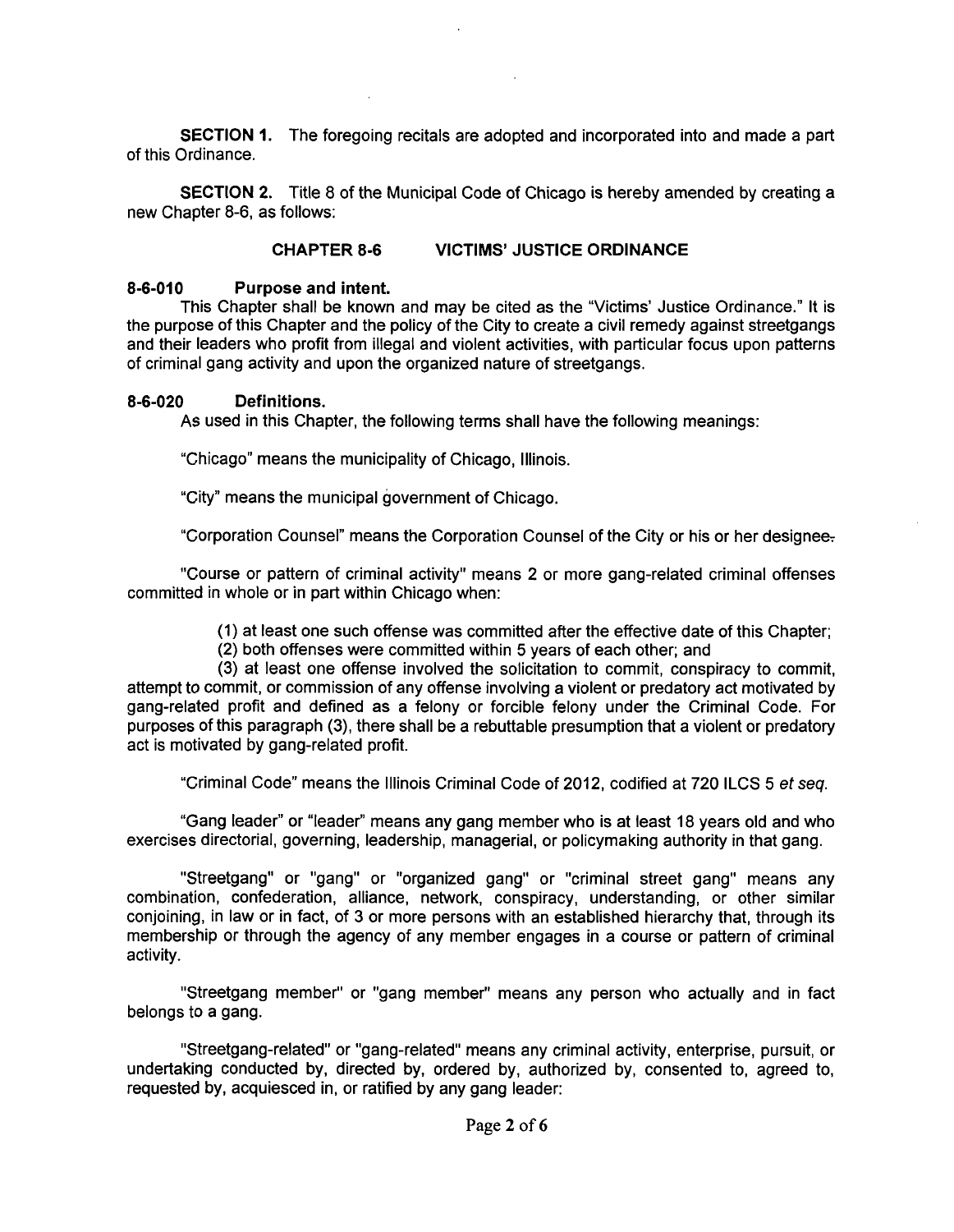**SECTION 1.** The foregoing recitals are adopted and incorporated into and made a part of this Ordinance.

**SECTION 2.** Title 8 of the Municipal Code of Chicago is hereby amended by creating a new Chapter 8-6, as follows:

### CHAPTER 8-6 VICTIMS' JUSTICE ORDINANCE

**8-6-010 Purpose and intent.**

This Chapter shall be known and may be cited as the "Victims' Justice Ordinance." It is the purpose of this Chapter and the policy of the City to create a civil remedy against streetgangs and their leaders who profit from illegal and violent activities, with particular focus upon patterns of criminal gang activity and upon the organized nature of streetgangs.

**8-6-020 Definitions.**

As used in this Chapter, the following terms shall have the following meanings:

"Chicago" means the municipality of Chicago, Illinois.

"City" means the municipal government of Chicago.

"Corporation Counsel" means the Corporation Counsel of the City or his or her designee.

"Course or pattern of criminal activity" means 2 or more gang-related criminal offenses committed in whole or in part within Chicago when:

(1) at least one such offense was committed after the effective date of this Chapter;

(2) both offenses were committed within 5 years of each other; and

(3) at least one offense involved the solicitation to commit, conspiracy to commit, attempt to commit, or commission of any offense involving a violent or predatory act motivated by gang-related profit and defined as a felony or forcible felony under the Criminal Code. For purposes of this paragraph (3), there shall be a rebuttable presumption that a violent or predatory act is motivated by gang-related profit.

"Criminal Code" means the Illinois Criminal Code of 2012, codified at 720 ILCS 5 *et seq.*

"Gang leader" or "leader" means any gang member who is at least 18 years old and who exercises directorial, governing, leadership, managerial, or policymaking authority in that gang.

"Streetgang" or "gang" or "organized gang" or "criminal street gang" means any combination, confederation, alliance, network, conspiracy, understanding, or other similar conjoining, in law or in fact, of 3 or more persons with an established hierarchy that, through its membership or through the agency of any member engages in a course or pattern of criminal activity.

"Streetgang member" or "gang member" means any person who actually and in fact belongs to a gang.

"Streetgang-related" or "gang-related" means any criminal activity, enterprise, pursuit, or undertaking conducted by, directed by, ordered by, authorized by, consented to, agreed to, requested by, acquiesced in, or ratified by any gang leader: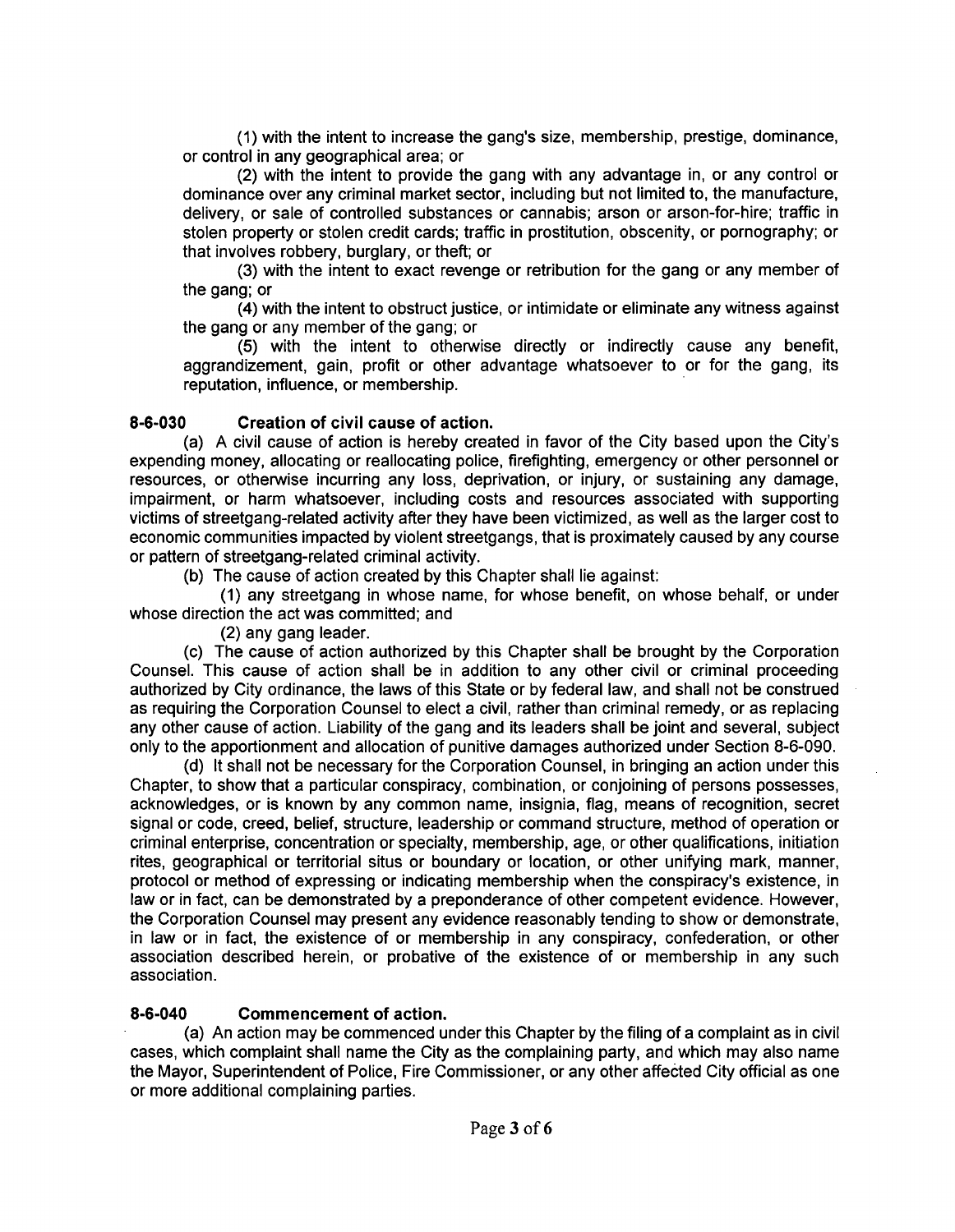(1) with the intent to increase the gang's size, membership, prestige, dominance, or control in any geographical area; or

(2) with the intent to provide the gang with any advantage in, or any control or dominance over any criminal market sector, including but not limited to, the manufacture, delivery, or sale of controlled substances or cannabis; arson or arson-for-hire; traffic in stolen property or stolen credit cards; traffic in prostitution, obscenity, or pornography; or that involves robbery, burglary, or theft; or

(3) with the intent to exact revenge or retribution for the gang or any member of the gang; or

(4) with the intent to obstruct justice, or intimidate or eliminate any witness against the gang or any member of the gang; or

(5) with the intent to otherwise directly or indirectly cause any benefit, aggrandizement, gain, profit or other advantage whatsoever to or for the gang, its reputation, influence, or membership.

### 8-6-030 Creation of civil cause of action.

(a) A civil cause of action is hereby created in favor of the City based upon the City's expending money, allocating or reallocating police, firefighting, emergency or other personnel or resources, or otherwise incurring any loss, deprivation, or injury, or sustaining any damage, impairment, or harm whatsoever, including costs and resources associated with supporting victims of streetgang-related activity after they have been victimized, as well as the larger cost to economic communities impacted by violent streetgangs, that is proximately caused by any course or pattern of streetgang-related criminal activity.

(b) The cause of action created by this Chapter shall lie against:

(1) any streetgang in whose name, for whose benefit, on whose behalf, or under whose direction the act was committed; and

(2) any gang leader.

(c) The cause of action authorized by this Chapter shall be brought by the Corporation Counsel. This cause of action shall be in addition to any other civil or criminal proceeding authorized by City ordinance, the laws of this State or by federal law, and shall not be construed as requiring the Corporation Counsel to elect a civil, rather than criminal remedy, or as replacing any other cause of action. Liability of the gang and its leaders shall be joint and several, subject only to the apportionment and allocation of punitive damages authorized under Section 8-6-090.

(d) It shall not be necessary for the Corporation Counsel, in bringing an action under this Chapter, to show that a particular conspiracy, combination, or conjoining of persons possesses, acknowledges, or is known by any common name, insignia, flag, means of recognition, secret signal or code, creed, belief, structure, leadership or command structure, method of operation or criminal enterprise, concentration or specialty, membership, age, or other qualifications, initiation rites, geographical or territorial situs or boundary or location, or other unifying mark, manner, protocol or method of expressing or indicating membership when the conspiracy's existence, in law or in fact, can be demonstrated by a preponderance of other competent evidence. However, the Corporation Counsel may present any evidence reasonably tending to show or demonstrate, in law or in fact, the existence of or membership in any conspiracy, confederation, or other association described herein, or probative of the existence of or membership in any such association.

### 8-6-040 Commencement of action.

(a) An action may be commenced under this Chapter by the filing of a complaint as in civil cases, which complaint shall name the City as the complaining party, and which may also name the Mayor, Superintendent of Police, Fire Commissioner, or any other affected City official as one or more additional complaining parties.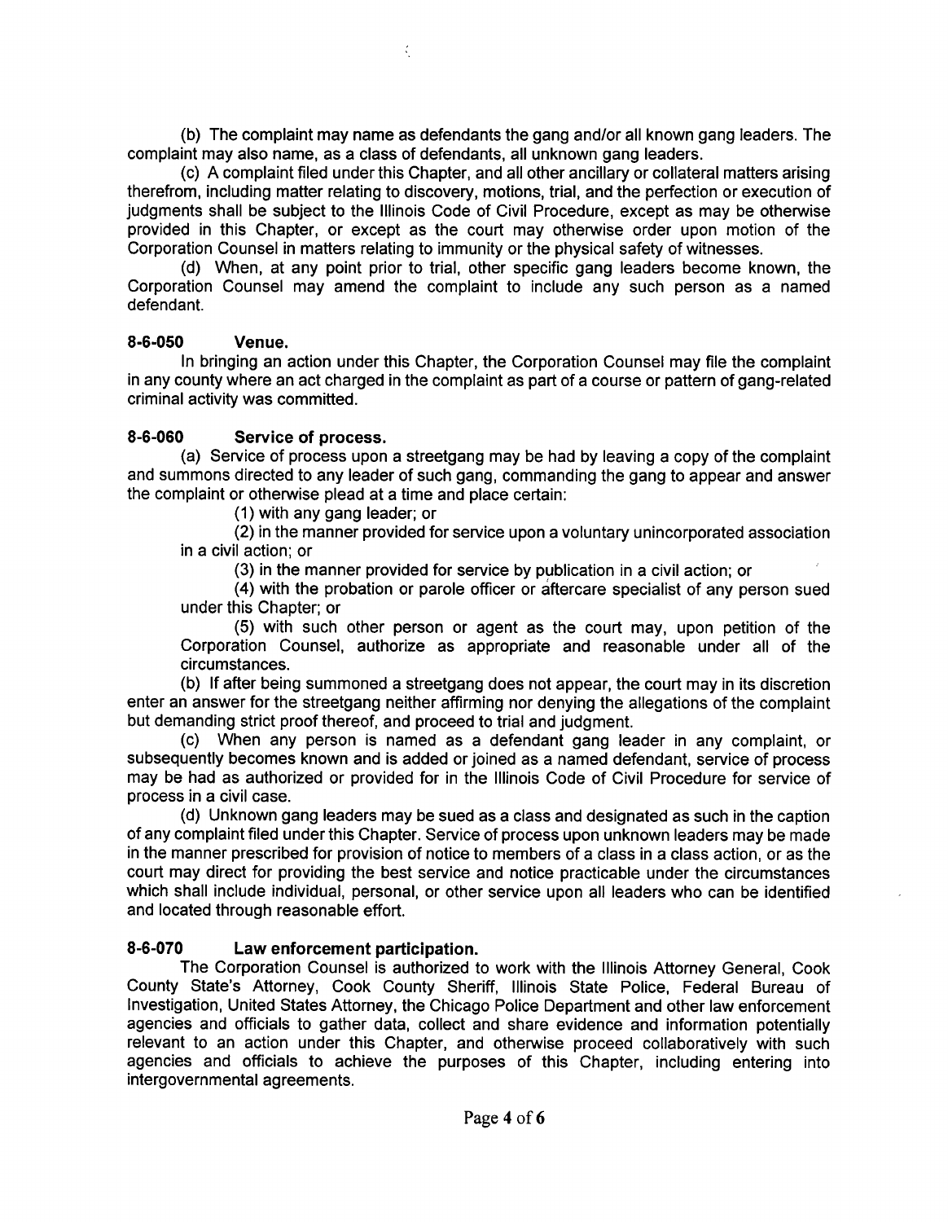(b) The complaint may name as defendants the gang and/or all known gang leaders. The complaint may also name, as a class of defendants, all unknown gang leaders.

(c) A complaint filed under this Chapter, and all other ancillary or collateral matters arising therefrom, including matter relating to discovery, motions, trial, and the perfection or execution of judgments shall be subject to the Illinois Code of Civil Procedure, except as may be otherwise provided in this Chapter, or except as the court may otherwise order upon motion of the Corporation Counsel in matters relating to immunity or the physical safety of witnesses.

(d) When, at any point prior to trial, other specific gang leaders become known, the Corporation Counsel may amend the complaint to include any such person as a named defendant.

**8-6-050 Venue.**

In bringing an action under this Chapter, the Corporation Counsel may file the complaint in any county where an act charged in the complaint as part of a course or pattern of gang-related criminal activity was committed.

**8-6-060 Service of process.**

(a) Service of process upon a streetgang may be had by leaving a copy of the complaint and summons directed to any leader of such gang, commanding the gang to appear and answer the complaint or otherwise plead at a time and place certain:

(1) with any gang leader; or

(2) in the manner provided for service upon a voluntary unincorporated association in a civil action; or

(3) in the manner provided for service by publication in a civil action; or

(4) with the probation or parole officer or aftercare specialist of any person sued under this Chapter; or

(5) with such other person or agent as the court may, upon petition of the Corporation Counsel, authorize as appropriate and reasonable under all of the circumstances.

(b) If after being summoned a streetgang does not appear, the court may in its discretion enter an answer for the streetgang neither affirming nor denying the allegations of the complaint but demanding strict proof thereof, and proceed to trial and judgment.

(c) When any person is named as a defendant gang leader in any complaint, or subsequently becomes known and is added or joined as a named defendant, service of process may be had as authorized or provided for in the Illinois Code of Civil Procedure for service of process in a civil case.

(d) Unknown gang leaders may be sued as a class and designated as such in the caption of any complaint filed under this Chapter. Service of process upon unknown leaders may be made in the manner prescribed for provision of notice to members of a class in a class action, or as the court may direct for providing the best service and notice practicable under the circumstances which shall include individual, personal, or other service upon all leaders who can be identified and located through reasonable effort.

**8-6-070 Law enforcement participation.**

The Corporation Counsel is authorized to work with the Illinois Attorney General, Cook County State's Attorney, Cook County Sheriff, Illinois State Police, Federal Bureau of Investigation, United States Attorney, the Chicago Police Department and other law enforcement agencies and officials to gather data, collect and share evidence and information potentially relevant to an action under this Chapter, and otherwise proceed collaboratively with such agencies and officials to achieve the purposes of this Chapter, including entering into intergovernmental agreements.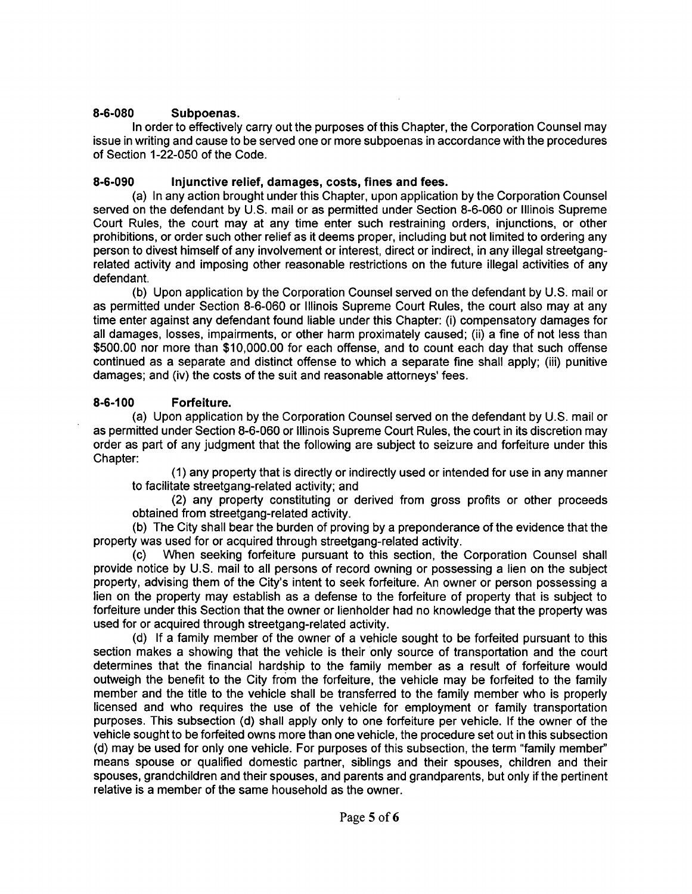**8-6-080 Subpoenas.**

In order to effectively carry out the purposes of this Chapter, the Corporation Counsel may issue in writing and cause to be served one or more subpoenas in accordance with the procedures of Section 1-22-050 of the Code.

**8-6-090 Injunctive relief, damages, costs, fines and fees.**

(a) In any action brought under this Chapter, upon application by the Corporation Counsel served on the defendant by U.S. mail or as permitted under Section 8-6-060 or Illinois Supreme Court Rules, the court may at any time enter such restraining orders, injunctions, or other prohibitions, or order such other relief as it deems proper, including but not limited to ordering any person to divest himself of any involvement or interest, direct or indirect, in any illegal streetgang-related activity and imposing other reasonable restrictions on the future illegal activities of any defendant.

(b) Upon application by the Corporation Counsel served on the defendant by U.S. mail or as permitted under Section 8-6-060 or Illinois Supreme Court Rules, the court also may at any time enter against any defendant found liable under this Chapter: (i) compensatory damages for all damages, losses, impairments, or other harm proximately caused; (ii) a fine of not less than $500.00 nor more than $10,000.00 for each offense, and to count each day that such offense continued as a separate and distinct offense to which a separate fine shall apply; (iii) punitive damages; and (iv) the costs of the suit and reasonable attorneys' fees.

**8-6-100 Forfeiture.**

(a) Upon application by the Corporation Counsel served on the defendant by U.S. mail or as permitted under Section 8-6-060 or Illinois Supreme Court Rules, the court in its discretion may order as part of any judgment that the following are subject to seizure and forfeiture under this Chapter:

(1) any property that is directly or indirectly used or intended for use in any manner to facilitate streetgang-related activity; and

(2) any property constituting or derived from gross profits or other proceeds obtained from streetgang-related activity.

(b) The City shall bear the burden of proving by a preponderance of the evidence that the property was used for or acquired through streetgang-related activity.

(c) When seeking forfeiture pursuant to this section, the Corporation Counsel shall provide notice by U.S. mail to all persons of record owning or possessing a lien on the subject property, advising them of the City's intent to seek forfeiture. An owner or person possessing a lien on the property may establish as a defense to the forfeiture of property that is subject to forfeiture under this Section that the owner or lienholder had no knowledge that the property was used for or acquired through streetgang-related activity.

(d) If a family member of the owner of a vehicle sought to be forfeited pursuant to this section makes a showing that the vehicle is their only source of transportation and the court determines that the financial hardship to the family member as a result of forfeiture would outweigh the benefit to the City from the forfeiture, the vehicle may be forfeited to the family member and the title to the vehicle shall be transferred to the family member who is properly licensed and who requires the use of the vehicle for employment or family transportation purposes. This subsection (d) shall apply only to one forfeiture per vehicle. If the owner of the vehicle sought to be forfeited owns more than one vehicle, the procedure set out in this subsection (d) may be used for only one vehicle. For purposes of this subsection, the term "family member" means spouse or qualified domestic partner, siblings and their spouses, children and their spouses, grandchildren and their spouses, and parents and grandparents, but only if the pertinent relative is a member of the same household as the owner.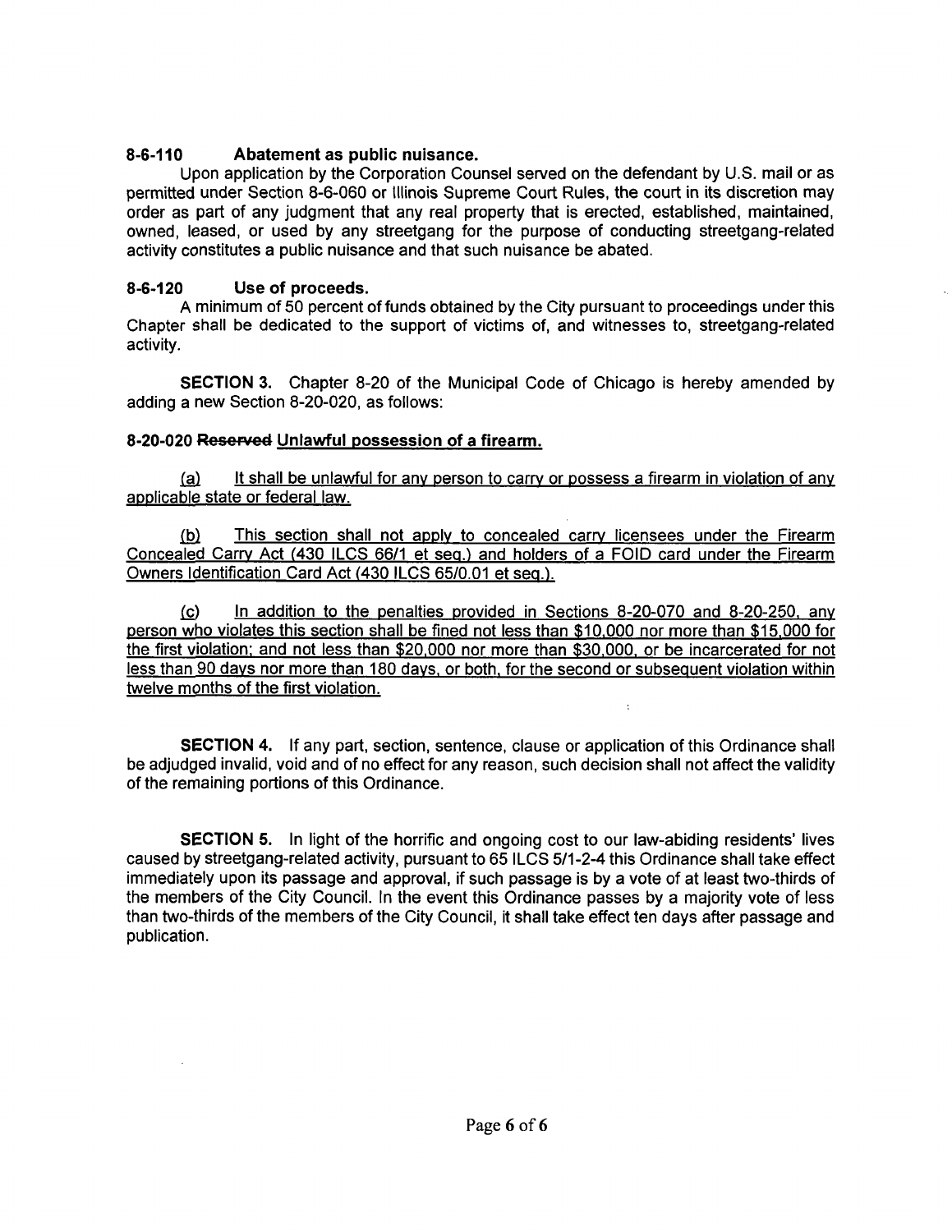**8-6-110 Abatement as public nuisance.**

Upon application by the Corporation Counsel served on the defendant by U.S. mail or as permitted under Section 8-6-060 or Illinois Supreme Court Rules, the court in its discretion may order as part of any judgment that any real property that is erected, established, maintained, owned, leased, or used by any streetgang for the purpose of conducting streetgang-related activity constitutes a public nuisance and that such nuisance be abated.

**8-6-120 Use of proceeds.**

A minimum of 50 percent of funds obtained by the City pursuant to proceedings under this Chapter shall be dedicated to the support of victims of, and witnesses to, streetgang-related activity.

**SECTION 3.** Chapter 8-20 of the Municipal Code of Chicago is hereby amended by adding a new Section 8-20-020, as follows:

**8-20-020 ~~Reserved~~ Unlawful possession of a firearm.**

(a) It shall be unlawful for any person to carry or possess a firearm in violation of any applicable state or federal law.

(b) This section shall not apply to concealed carry licensees under the Firearm Concealed Carry Act (430 ILCS 66/1 et seq.) and holders of a FOID card under the Firearm Owners Identification Card Act (430 ILCS 65/0.01 et seq.).

(c) In addition to the penalties provided in Sections 8-20-070 and 8-20-250, any person who violates this section shall be fined not less than $10,000 nor more than $15,000 for the first violation; and not less than $20,000 nor more than $30,000, or be incarcerated for not less than 90 days nor more than 180 days, or both, for the second or subsequent violation within twelve months of the first violation.

**SECTION 4.** If any part, section, sentence, clause or application of this Ordinance shall be adjudged invalid, void and of no effect for any reason, such decision shall not affect the validity of the remaining portions of this Ordinance.

**SECTION 5.** In light of the horrific and ongoing cost to our law-abiding residents' lives caused by streetgang-related activity, pursuant to 65 ILCS 5/1-2-4 this Ordinance shall take effect immediately upon its passage and approval, if such passage is by a vote of at least two-thirds of the members of the City Council. In the event this Ordinance passes by a majority vote of less than two-thirds of the members of the City Council, it shall take effect ten days after passage and publication.